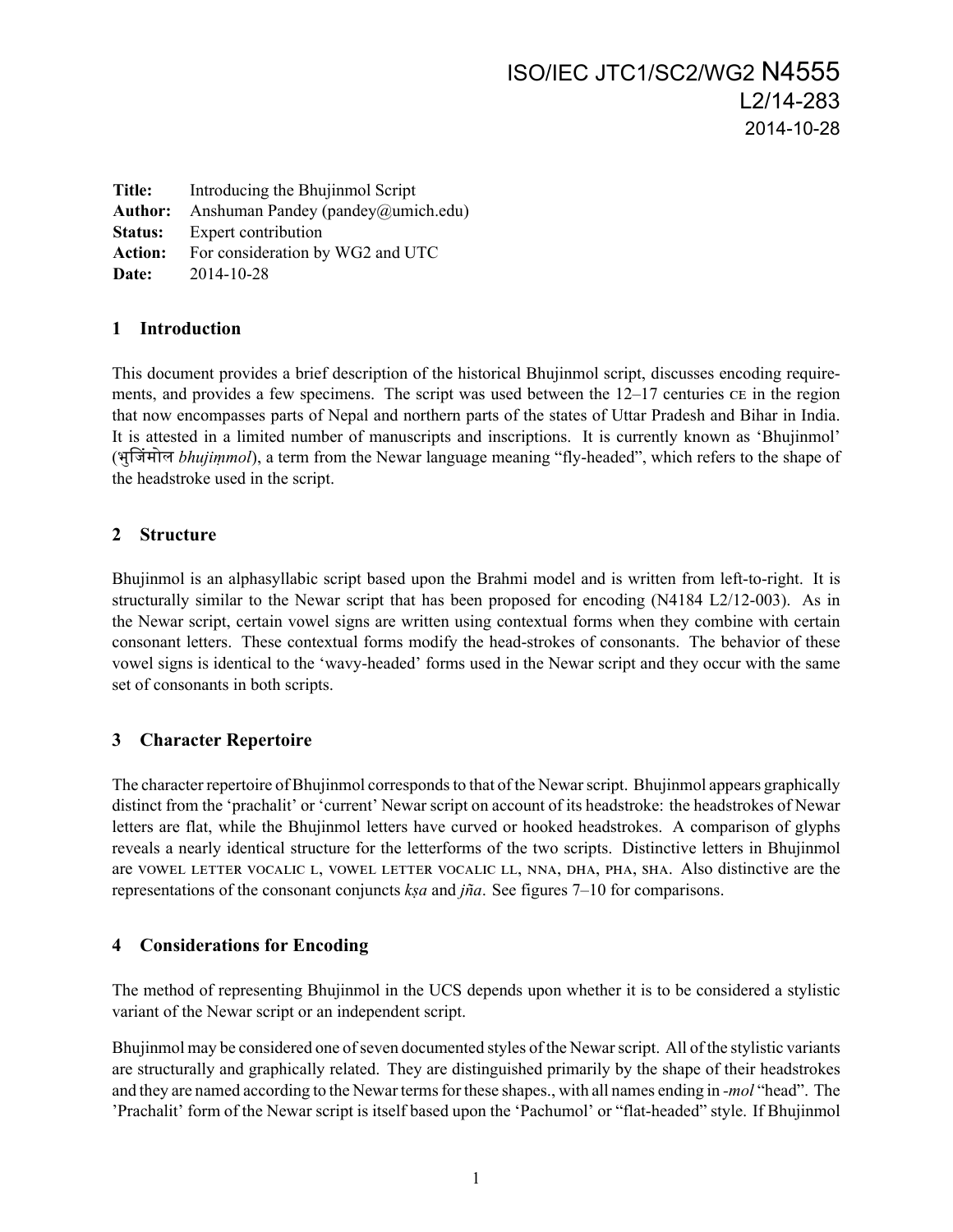ISO/IEC JTC1/SC2/WG2 N4555
L2/14-283
2014-10-28

**Title:** Introducing the Bhujinmol Script
**Author:** Anshuman Pandey (pandey@umich.edu)
**Status:** Expert contribution
**Action:** For consideration by WG2 and UTC
**Date:** 2014-10-28

## 1 Introduction

This document provides a brief description of the historical Bhujinmol script, discusses encoding requirements, and provides a few specimens. The script was used between the 12–17 centuries CE in the region that now encompasses parts of Nepal and northern parts of the states of Uttar Pradesh and Bihar in India. It is attested in a limited number of manuscripts and inscriptions. It is currently known as 'Bhujinmol' (भुजिंमोल *bhujiṃmol*), a term from the Newar language meaning "fly-headed", which refers to the shape of the headstroke used in the script.

## 2 Structure

Bhujinmol is an alphasyllabic script based upon the Brahmi model and is written from left-to-right. It is structurally similar to the Newar script that has been proposed for encoding (N4184 L2/12-003). As in the Newar script, certain vowel signs are written using contextual forms when they combine with certain consonant letters. These contextual forms modify the head-strokes of consonants. The behavior of these vowel signs is identical to the 'wavy-headed' forms used in the Newar script and they occur with the same set of consonants in both scripts.

## 3 Character Repertoire

The character repertoire of Bhujinmol corresponds to that of the Newar script. Bhujinmol appears graphically distinct from the 'prachalit' or 'current' Newar script on account of its headstroke: the headstrokes of Newar letters are flat, while the Bhujinmol letters have curved or hooked headstrokes. A comparison of glyphs reveals a nearly identical structure for the letterforms of the two scripts. Distinctive letters in Bhujinmol are VOWEL LETTER VOCALIC L, VOWEL LETTER VOCALIC LL, NNA, DHA, PHA, SHA. Also distinctive are the representations of the consonant conjuncts *kṣa* and *jña*. See figures 7–10 for comparisons.

## 4 Considerations for Encoding

The method of representing Bhujinmol in the UCS depends upon whether it is to be considered a stylistic variant of the Newar script or an independent script.

Bhujinmol may be considered one of seven documented styles of the Newar script. All of the stylistic variants are structurally and graphically related. They are distinguished primarily by the shape of their headstrokes and they are named according to the Newar terms for these shapes., with all names ending in *-mol* "head". The 'Prachalit' form of the Newar script is itself based upon the 'Pachumol' or "flat-headed" style. If Bhujinmol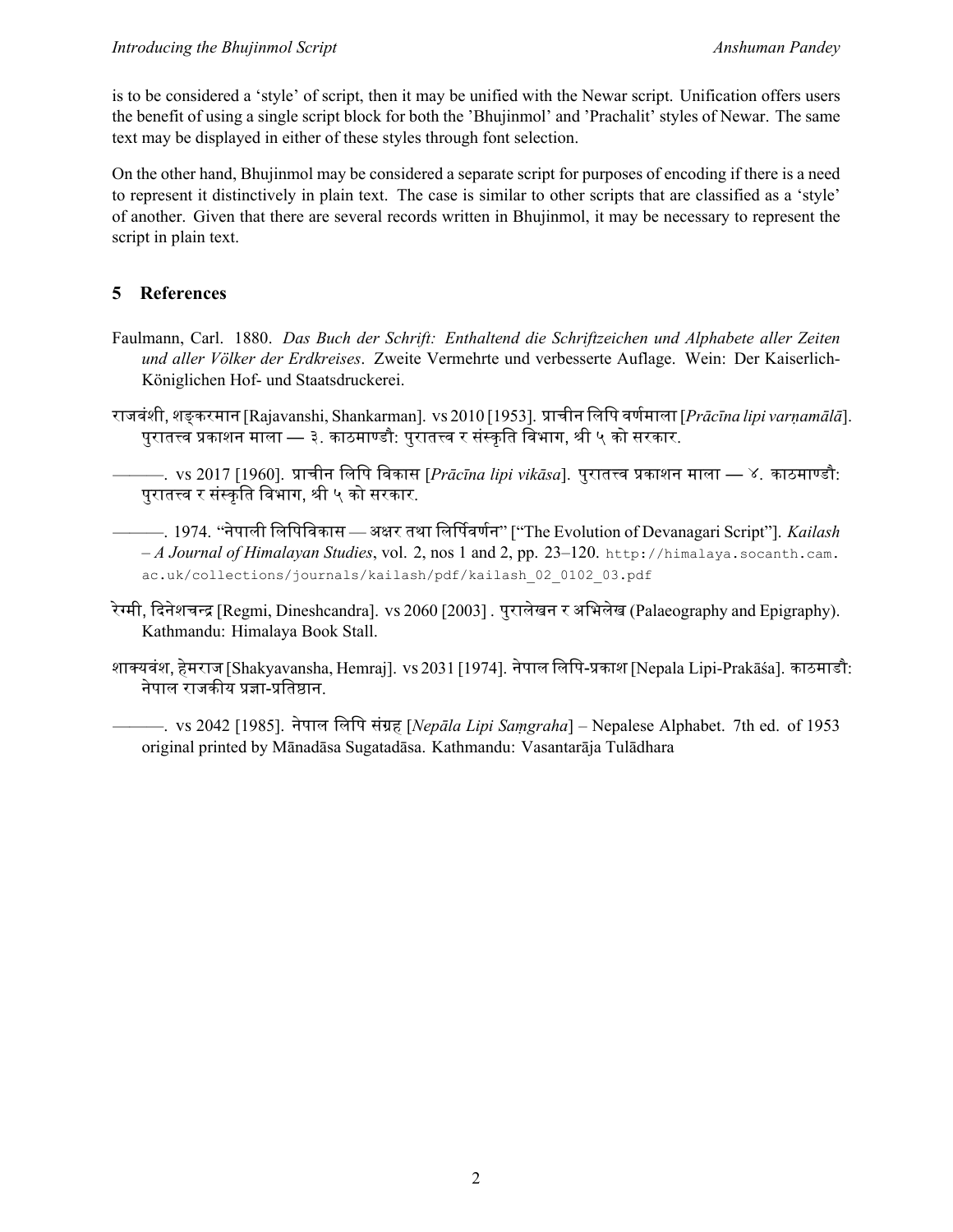is to be considered a 'style' of script, then it may be unified with the Newar script. Unification offers users the benefit of using a single script block for both the 'Bhujinmol' and 'Prachalit' styles of Newar. The same text may be displayed in either of these styles through font selection.

On the other hand, Bhujinmol may be considered a separate script for purposes of encoding if there is a need to represent it distinctively in plain text. The case is similar to other scripts that are classified as a 'style' of another. Given that there are several records written in Bhujinmol, it may be necessary to represent the script in plain text.

## 5 References

Faulmann, Carl. 1880. *Das Buch der Schrift: Enthaltend die Schriftzeichen und Alphabete aller Zeiten und aller Völker der Erdkreises*. Zweite Vermehrte und verbesserte Auflage. Wein: Der Kaiserlich-Königlichen Hof- und Staatsdruckerei.

राजवंशी, शङ्करमान [Rajavanshi, Shankarman]. vs 2010 [1953]. प्राचीन लिपि वर्णमाला [*Prācīna lipi varṇamālā*]. पुरातत्त्व प्रकाशन माला — ३. काठमाण्डौः पुरातत्त्व र संस्कृति विभाग, श्री ५ को सरकार.

———. vs 2017 [1960]. प्राचीन लिपि विकास [*Prācīna lipi vikāsa*]. पुरातत्त्व प्रकाशन माला — ४. काठमाण्डौः पुरातत्त्व र संस्कृति विभाग, श्री ५ को सरकार.

———. 1974. "नेपाली लिपिविकास — अक्षर तथा लिर्पिवर्णन" ["The Evolution of Devanagari Script"]. *Kailash – A Journal of Himalayan Studies*, vol. 2, nos 1 and 2, pp. 23–120. http://himalaya.socanth.cam.ac.uk/collections/journals/kailash/pdf/kailash_02_0102_03.pdf

रेग्मी, दिनेशचन्द्र [Regmi, Dineshcandra]. vs 2060 [2003] . पुरालेखन र अभिलेख (Palaeography and Epigraphy). Kathmandu: Himalaya Book Stall.

शाक्यवंश, हेमराज [Shakyavansha, Hemraj]. vs 2031 [1974]. नेपाल लिपि-प्रकाश [Nepala Lipi-Prakāśa]. काठमाडौं: नेपाल राजकीय प्रज्ञा-प्रतिष्ठान.

———. vs 2042 [1985]. नेपाल लिपि संग्रह [*Nepāla Lipi Saṃgraha*] – Nepalese Alphabet. 7th ed. of 1953 original printed by Mānadāsa Sugatadāsa. Kathmandu: Vasantarāja Tulādhara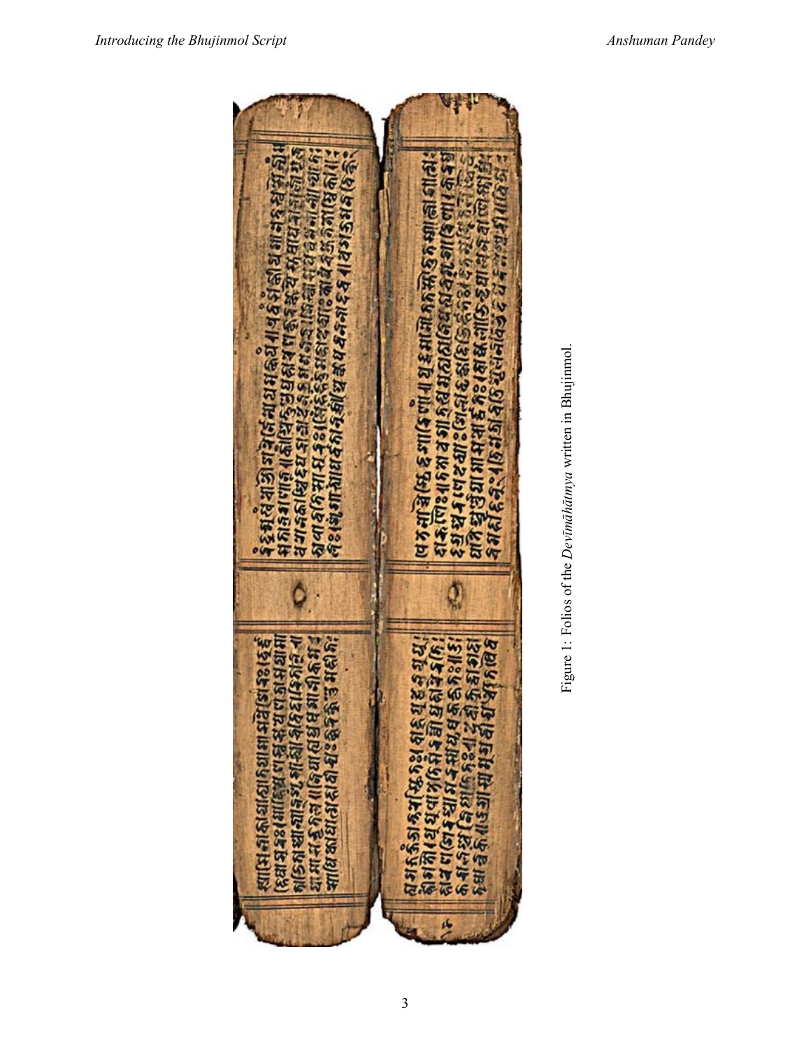Figure 1: Folios of the *Devīmāhātmya* written in Bhujinmol.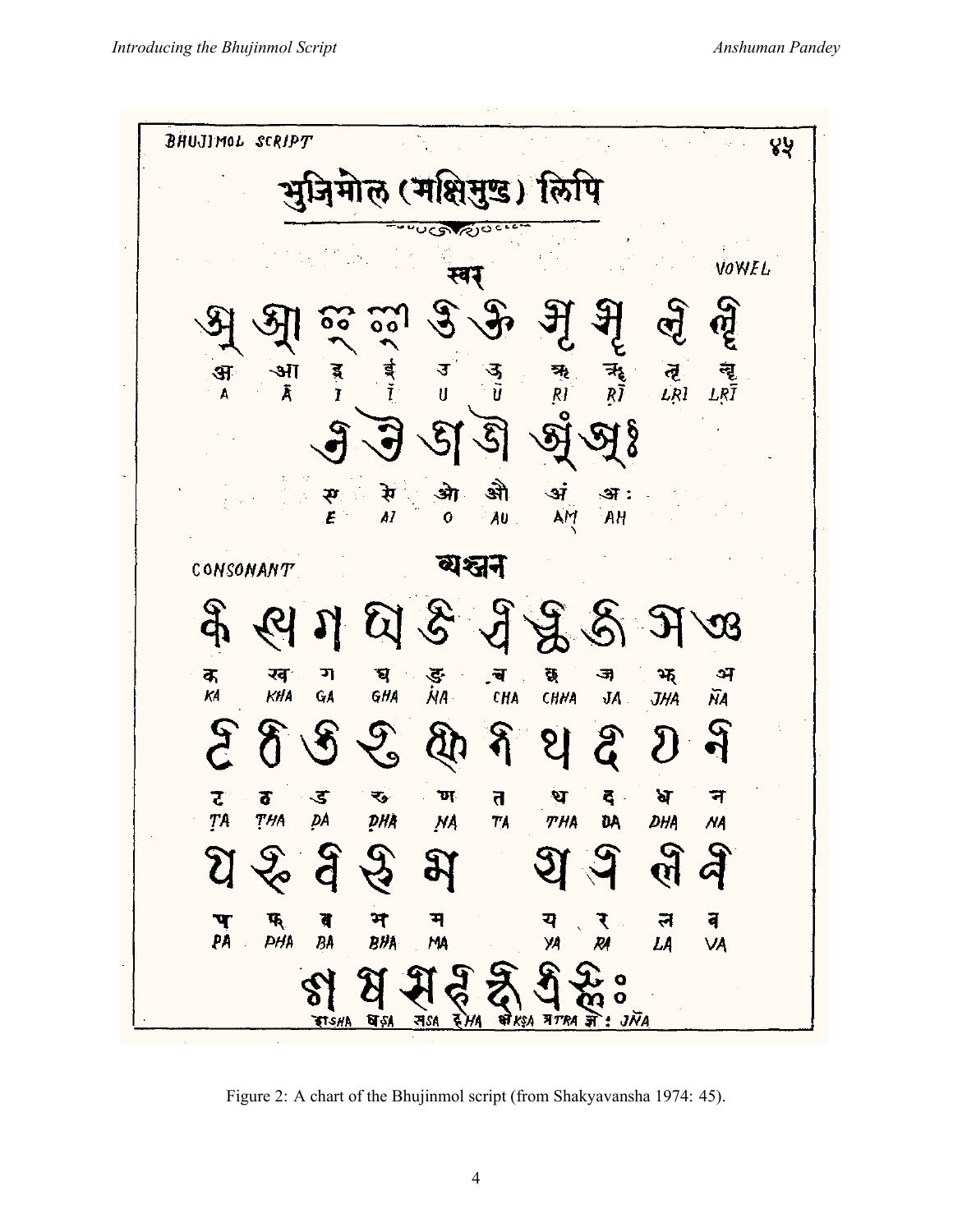Figure 2: A chart of the Bhujinmol script (from Shakyavansha 1974: 45).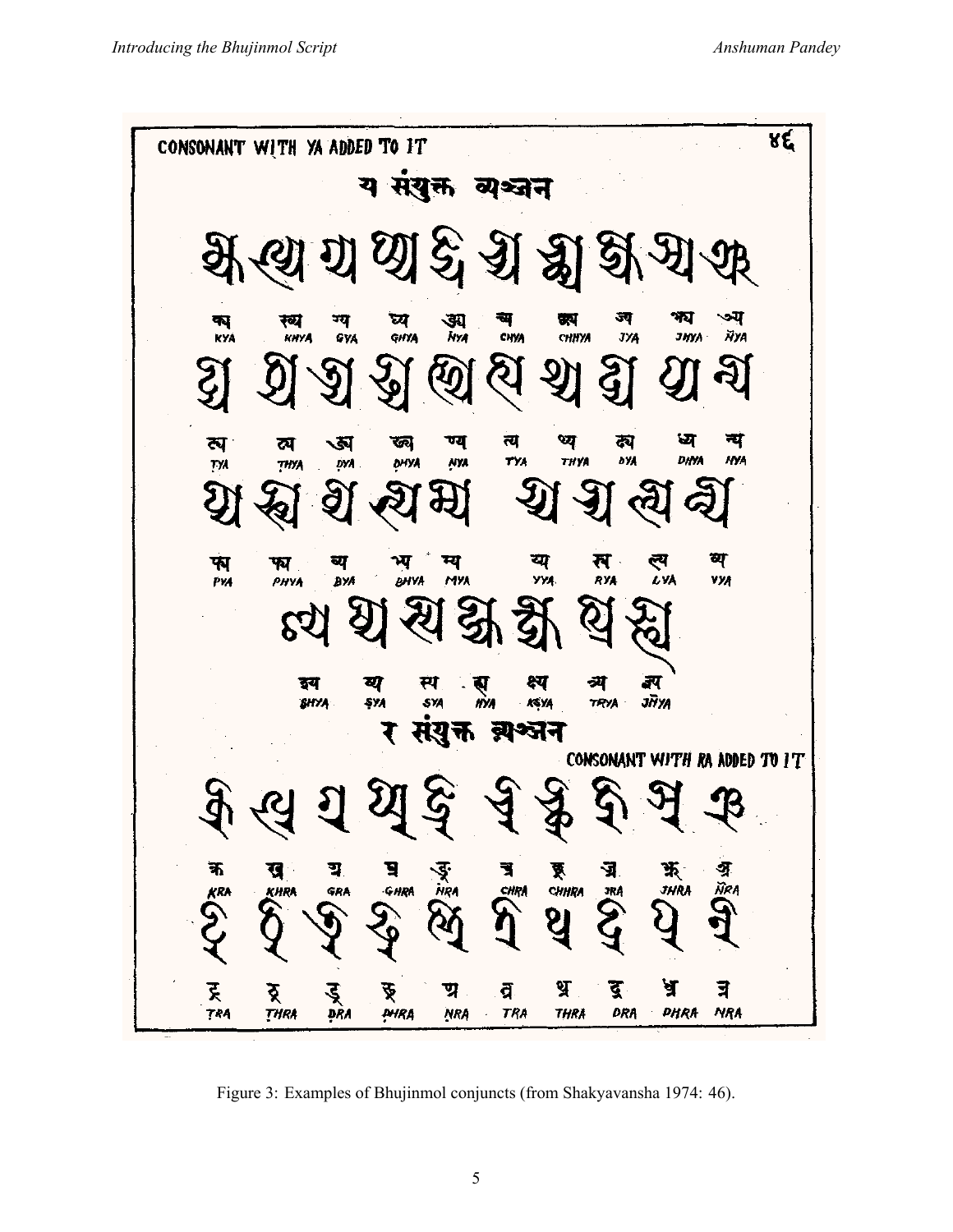Figure 3: Examples of Bhujinmol conjuncts (from Shakyavansha 1974: 46).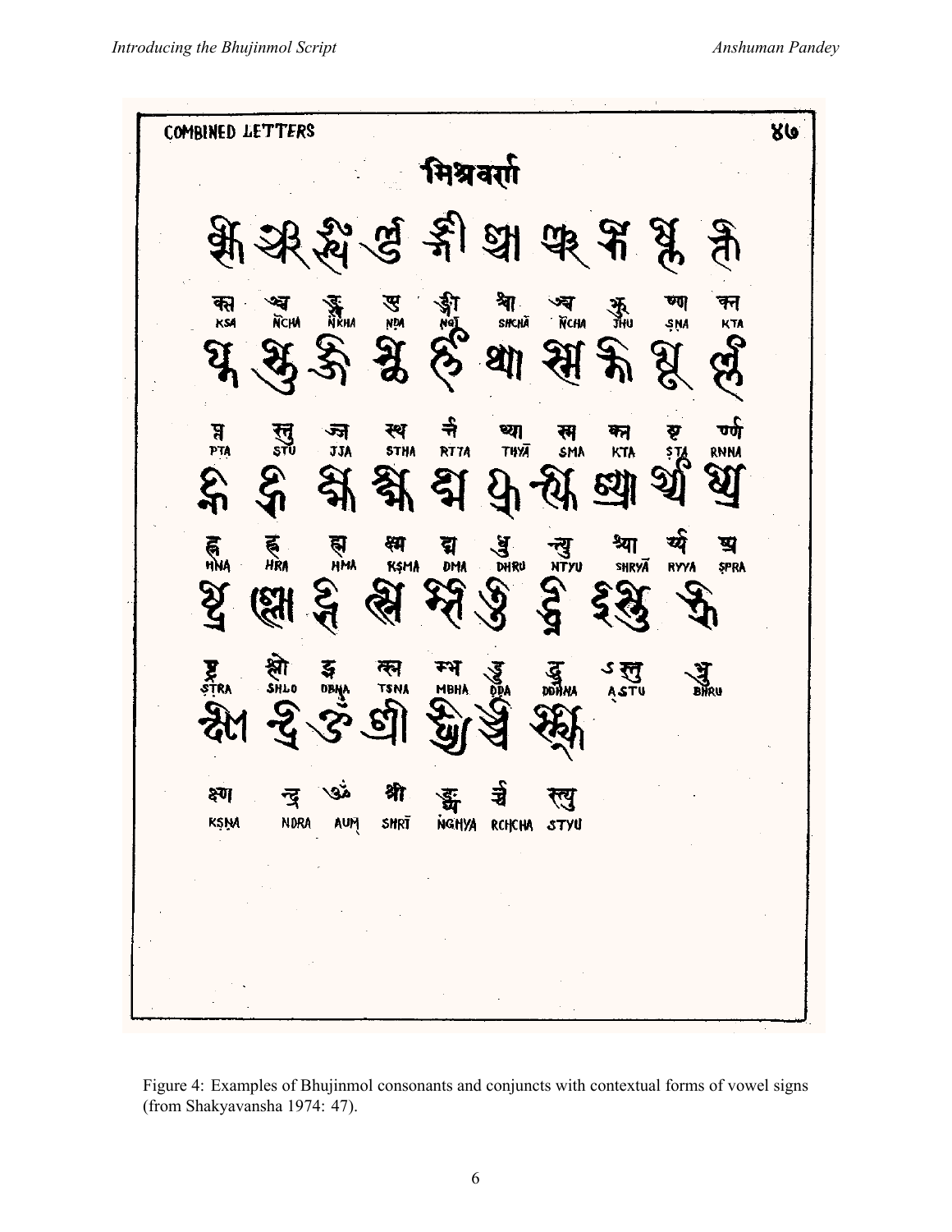COMBINED LETTERS

मिश्रवर्ण

| क्ष | ञ्च | ङ्ख | ण्ड | ङ्गी | श्चा | ञ्च | झु | ष्णा | क्त |
|---|---|---|---|---|---|---|---|---|---|
| KSA | ÑCHA | ṄKHA | ṆḌA | ṄGĪ | SHCHĀ | ÑCHA | JHU | ṢṆA | KTA |

| प्त | स्तु | ज्ज | स्थ | र्त्त | थ्या | स्म | क्त | ष्ट | र्ण्ण |
|---|---|---|---|---|---|---|---|---|---|
| PTA | STŪ | JJA | STHA | RTTA | THYĀ | SMA | KTA | ṢṬA | RṆṆA |

| ह्न | ह्र | ह्म | क्ष्म | द्म | ध्रु | न्त्यु | श्र्या | र्य्य | ष्प्र |
|---|---|---|---|---|---|---|---|---|---|
| HNA | HRA | HMA | KṢMA | DMA | DHRU | NTYU | SHRYĀ | RYYA | ṢPRA |

| ष्ट्र | श्लो | द्भ | त्स्न | म्भ | ड्ड | ड्ढ | ऽस्तु | भ्रु |
|---|---|---|---|---|---|---|---|---|
| ṢṬRA | SHLO | DBHA | TSNA | MBHA | ḌḌA | ḌḌHA | ASTU | BHRU |

| क्ष्ण | न्द्र | ॐ | श्री | ङ्घ्य | र्च्छ | स्त्यु |
|---|---|---|---|---|---|---|
| KṢṆA | NDRA | AUṂ | SHRĪ | ṄGHYA | RCHCHA | STYU |

Figure 4: Examples of Bhujinmol consonants and conjuncts with contextual forms of vowel signs (from Shakyavansha 1974: 47).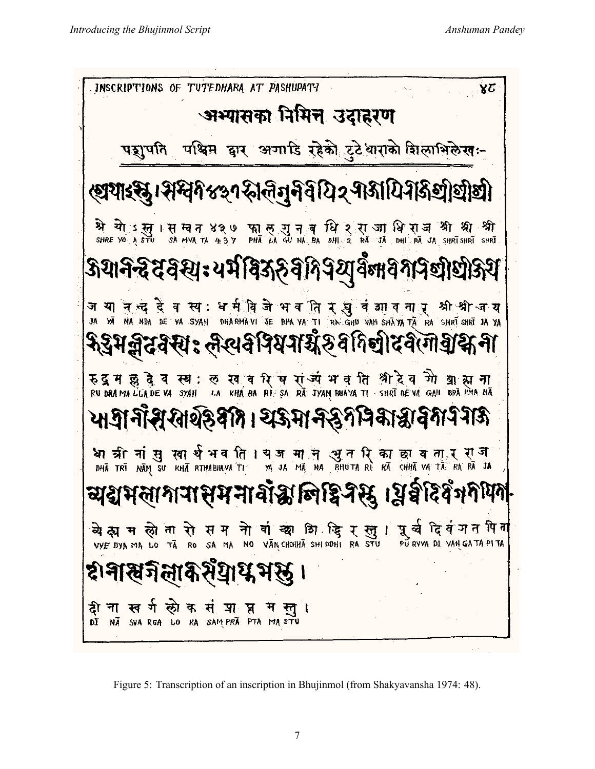INSCRIPTIONS OF TUTEDHARA AT PASHUPATI ४८

अभ्यासका निमित्त उदाहरण

पशुपति पश्चिम द्वार अगाडि रहेको टुटेधाराको शिलाभिलेख:-

श्रे यो ऽ स्तु । स म्वत ४३७ फा ल गु न ब धि २ रा जा धि रा ज श्री श्री श्री
SHRE YO A STU SA MVA TA 437 PHĀ LA GU NA BA DHI 2 RĀ JĀ DHI RĀ JA SHRĪ SHRĪ SHRĪ

ज या न न्द दे व स्य : ध र्म वि जे भ व ति र घु वं शा व ता र श्री श्री ज य
JA YĀ NA NDA DE VA SYAH DHARMA VI JE BHA VA TI RA GHU VAM SHĀ VA TĀ RA SHRĪ SHRĪ JA YA

रु द्र म ल्ल दे व स्य : ल ख व रि ष रा ज्यं भ व ति श्री दे व गौ ब्रा ह्म ना
RU DRA MA LLA DE VA SYAH LA KHA BA RI SA RĀ JYAM BHAVA TI SHRĪ DE VA GAU BRĀ HMA NĀ

धा त्री नां सु खा र्थ भ व ति । य ज मा न भु त रि का छा व ता र रा ज
DHĀ TRĪ NĀM SU KHĀ RTHABHAVA TI YA JA MĀ NA BHUTA RI KĀ CHHĀ VA TĀ RA RĀ JA

व्ये द्य म लो ता रो स म नो वां छा शि द्धि र स्तु । पू र्व दि वं ग त पि ता
VYE DYA MA LO TĀ RO SA MA NO VĀN CHHĀ SHI DDHI RA STU PŪ RVVA DI VAN GA TA PI TA

दी ना स्व र्ग लो क सं प्रा प्त म स्तु ।
DĪ NĀ SVA RGA LO KA SAM PRĀ PTA MA STU

Figure 5: Transcription of an inscription in Bhujinmol (from Shakyavansha 1974: 48).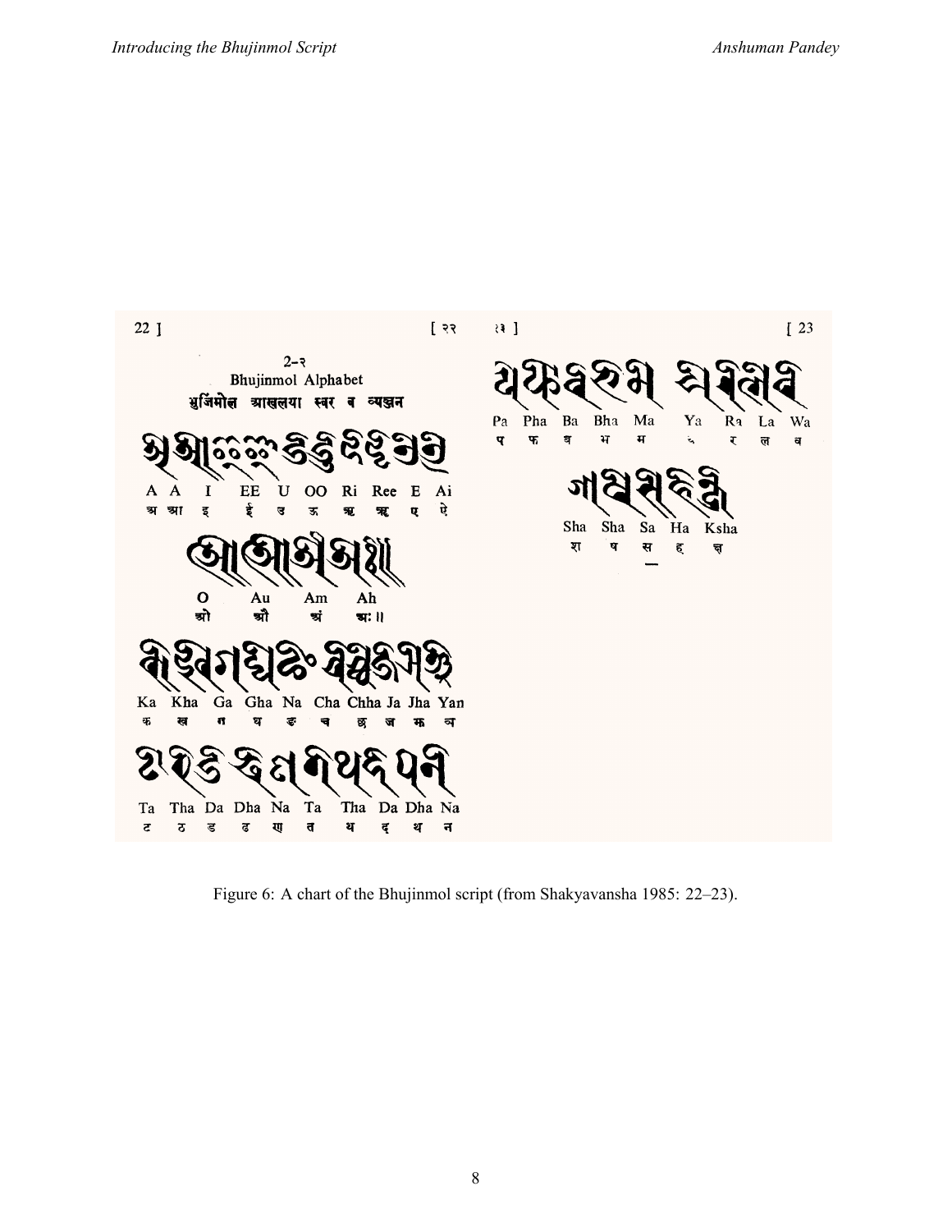22 ] [ २२

2–२
Bhujinmol Alphabet
भुजिंमोल आखलया स्वर व व्यञ्जन

A A I EE U OO Ri Ree E Ai
अ आ इ ई उ ऊ ऋ ॠ ए ऐ

O Au Am Ah
ओ औ अं अः ॥

Ka Kha Ga Gha Na Cha Chha Ja Jha Yan
क ख ग घ ङ च छ ज झ ञ

Ta Tha Da Dha Na Ta Tha Da Dha Na
ट ठ ड ढ ण त थ द ध न

२३ ] [ 23

Pa Pha Ba Bha Ma Ya Ra La Wa
प फ ब भ म य र ल व

Sha Sha Sa Ha Ksha
श ष स ह क्ष

Figure 6: A chart of the Bhujinmol script (from Shakyavansha 1985: 22–23).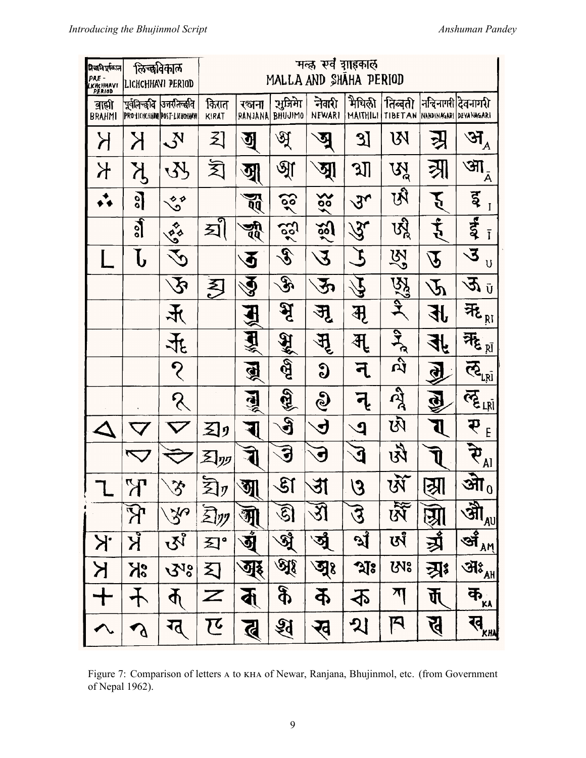| लिच्छवि पूर्वकाल PRE-LICHCHHAVI PERIOD | लिच्छविकाल LICHCHHAVI PERIOD | | मल्ल एवं शाहकाल MALLA AND SHĀHA PERIOD | | | | | | | |
|---|---|---|---|---|---|---|---|---|---|---|
| ब्राह्मी BRAHMI | पूर्वलिच्छवि PRO-LICHCHHAVI | उत्तरलिच्छवि POST-LICHCHHAVI | किरात KIRAT | रञ्जना RANJANA | भुजिमो BHUJIMO | नेवारी NEWARI | मैथिली MAITHILI | तिब्बती TIBETAN | नन्दिनागरी NANDINAGARI | देवनागरी DEVANAGARI |
| | | | | | | | | | | अ A |
| | | | | | | | | | | आ Ā |
| | | | | | | | | | | इ I |
| | | | | | | | | | | ई Ī |
| | | | | | | | | | | उ U |
| | | | | | | | | | | ऊ Ū |
| | | | | | | | | | | ऋ ṚI |
| | | | | | | | | | | ॠ ṜI |
| | | | | | | | | | | ऌ LṚI |
| | | | | | | | | | | ॡ LṜI |
| | | | | | | | | | | ए E |
| | | | | | | | | | | ऐ AI |
| | | | | | | | | | | ओ O |
| | | | | | | | | | | औ AU |
| | | | | | | | | | | अं AM |
| | | | | | | | | | | अः AH |
| | | | | | | | | | | क KA |
| | | | | | | | | | | ख KHA |

Figure 7: Comparison of letters A to KHA of Newar, Ranjana, Bhujinmol, etc. (from Government of Nepal 1962).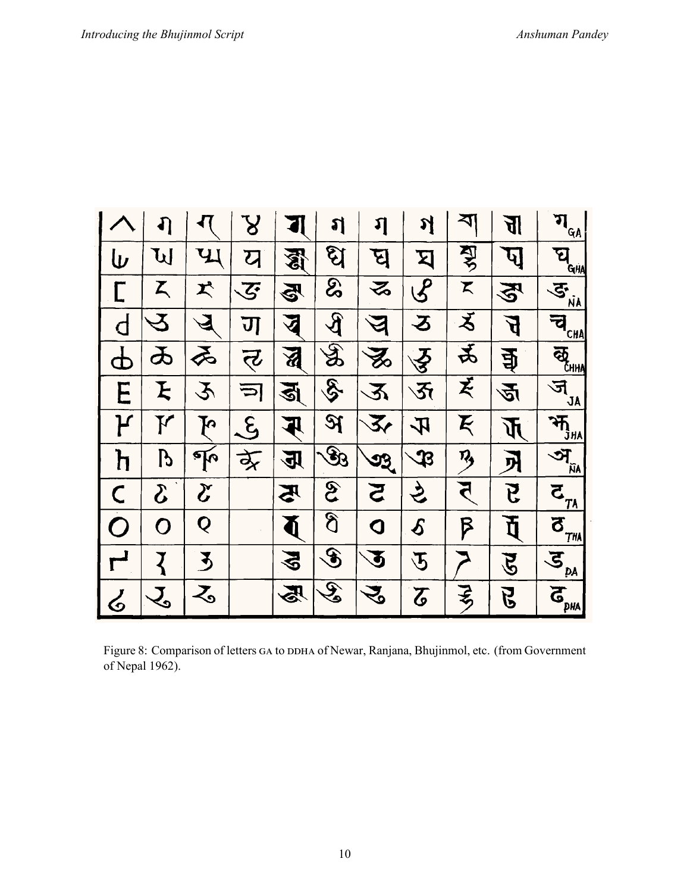Figure 8: Comparison of letters GA to DDHA of Newar, Ranjana, Bhujinmol, etc. (from Government of Nepal 1962).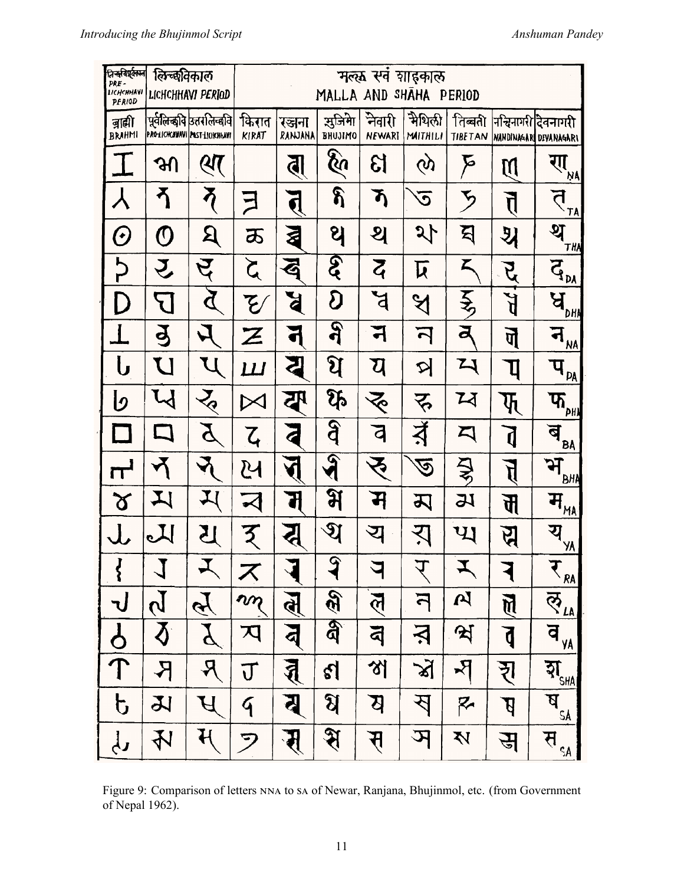Figure 9: Comparison of letters NNA to SA of Newar, Ranjana, Bhujinmol, etc. (from Government of Nepal 1962).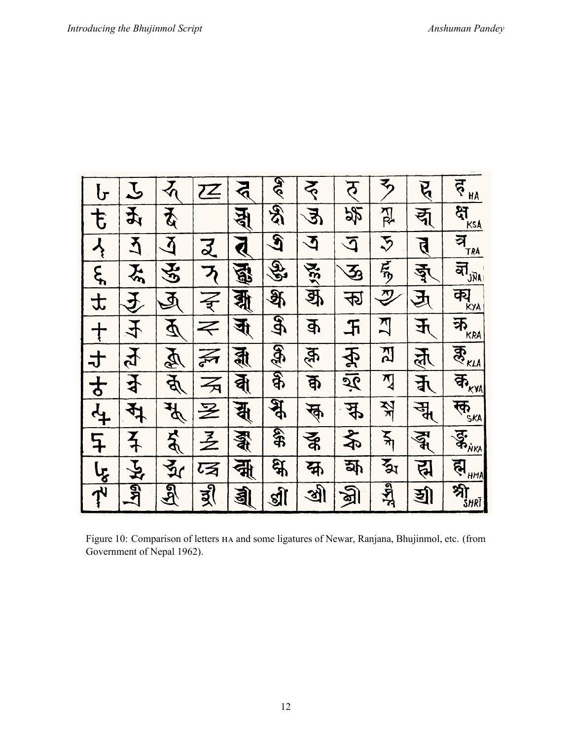Figure 10: Comparison of letters HA and some ligatures of Newar, Ranjana, Bhujinmol, etc. (from Government of Nepal 1962).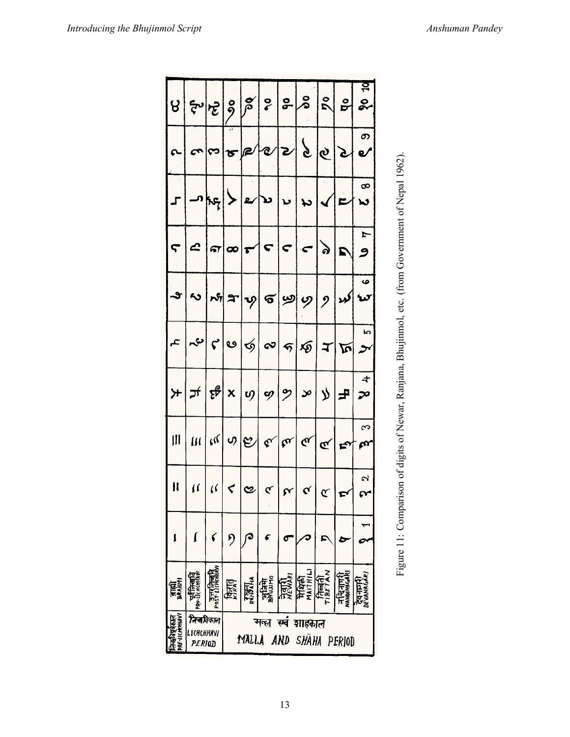Figure 11: Comparison of digits of Newar, Ranjana, Bhujinmol, etc. (from Government of Nepal 1962).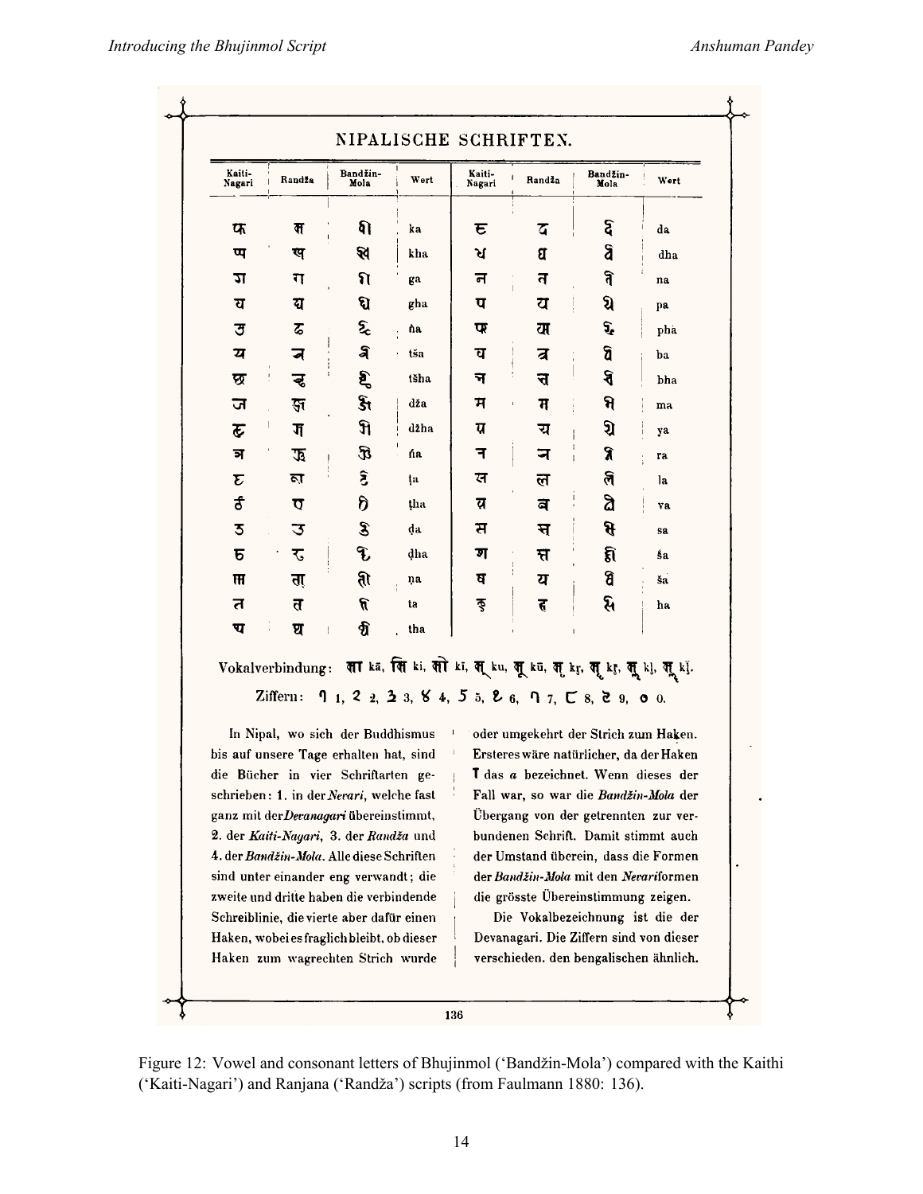NIPALISCHE SCHRIFTEN.

| Kaiti-Nagari | Randža | Bandžin-Mola | Wert | Kaiti-Nagari | Randža | Bandžin-Mola | Wert |
|---|---|---|---|---|---|---|---|
| | | | ka | | | | da |
| | | | kha | | | | dha |
| | | | ga | | | | na |
| | | | gha | | | | pa |
| | | | ṅa | | | | pha |
| | | | tša | | | | ba |
| | | | tšha | | | | bha |
| | | | dža | | | | ma |
| | | | džha | | | | ya |
| | | | ńa | | | | ra |
| | | | ṭa | | | | la |
| | | | ṭha | | | | va |
| | | | ḍa | | | | sa |
| | | | ḍha | | | | śa |
| | | | ṇa | | | | ša |
| | | | ta | | | | ha |
| | | | tha | | | | |

Vokalverbindung: kā, ki, kī, ku, kū, kṛ, kṝ, kḷ, kḹ.

Ziffern: 1, 2, 3, 4, 5, 6, 7, 8, 9, 0.

In Nipal, wo sich der Buddhismus bis auf unsere Tage erhalten hat, sind die Bücher in vier Schriftarten geschrieben: 1. in der *Nerari*, welche fast ganz mit der *Deranagari* übereinstimmt, 2. der *Kaiti-Nagari*, 3. der *Randža* und 4. der *Bandžin-Mola*. Alle diese Schriften sind unter einander eng verwandt; die zweite und dritte haben die verbindende Schreiblinie, die vierte aber dafür einen Haken, wobei es fraglich bleibt, ob dieser Haken zum wagrechten Strich wurde oder umgekehrt der Strich zum Haken. Ersteres wäre natürlicher, da der Haken ा das *a* bezeichnet. Wenn dieses der Fall war, so war die *Bandžin-Mola* der Übergang von der getrennten zur verbundenen Schrift. Damit stimmt auch der Umstand überein, dass die Formen der *Bandžin-Mola* mit den *Nerari*formen die grösste Übereinstimmung zeigen.

Die Vokalbezeichnung ist die der Devanagari. Die Ziffern sind von dieser verschieden, den bengalischen ähnlich.

Figure 12: Vowel and consonant letters of Bhujinmol ('Bandžin-Mola') compared with the Kaithi ('Kaiti-Nagari') and Ranjana ('Randža') scripts (from Faulmann 1880: 136).